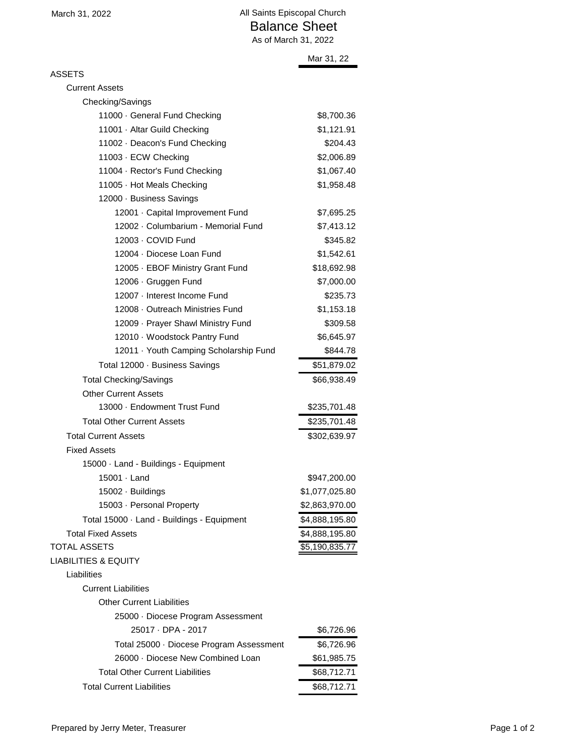# All Saints Episcopal Church

## Balance Sheet

As of March 31, 2022

| | Mar 31, 22 |
|---|---|
| **ASSETS** | |
| Current Assets | |
| Checking/Savings | |
| 11000 · General Fund Checking | $8,700.36 |
| 11001 · Altar Guild Checking | $1,121.91 |
| 11002 · Deacon's Fund Checking | $204.43 |
| 11003 · ECW Checking | $2,006.89 |
| 11004 · Rector's Fund Checking | $1,067.40 |
| 11005 · Hot Meals Checking | $1,958.48 |
| 12000 · Business Savings | |
| 12001 · Capital Improvement Fund | $7,695.25 |
| 12002 · Columbarium - Memorial Fund | $7,413.12 |
| 12003 · COVID Fund | $345.82 |
| 12004 · Diocese Loan Fund | $1,542.61 |
| 12005 · EBOF Ministry Grant Fund | $18,692.98 |
| 12006 · Gruggen Fund | $7,000.00 |
| 12007 · Interest Income Fund | $235.73 |
| 12008 · Outreach Ministries Fund | $1,153.18 |
| 12009 · Prayer Shawl Ministry Fund | $309.58 |
| 12010 · Woodstock Pantry Fund | $6,645.97 |
| 12011 · Youth Camping Scholarship Fund | $844.78 |
| Total 12000 · Business Savings | $51,879.02 |
| Total Checking/Savings | $66,938.49 |
| Other Current Assets | |
| 13000 · Endowment Trust Fund | $235,701.48 |
| Total Other Current Assets | $235,701.48 |
| Total Current Assets | $302,639.97 |
| Fixed Assets | |
| 15000 · Land - Buildings - Equipment | |
| 15001 · Land | $947,200.00 |
| 15002 · Buildings | $1,077,025.80 |
| 15003 · Personal Property | $2,863,970.00 |
| Total 15000 · Land - Buildings - Equipment | $4,888,195.80 |
| Total Fixed Assets | $4,888,195.80 |
| **TOTAL ASSETS** | $5,190,835.77 |
| **LIABILITIES & EQUITY** | |
| Liabilities | |
| Current Liabilities | |
| Other Current Liabilities | |
| 25000 · Diocese Program Assessment | |
| 25017 · DPA - 2017 | $6,726.96 |
| Total 25000 · Diocese Program Assessment | $6,726.96 |
| 26000 · Diocese New Combined Loan | $61,985.75 |
| Total Other Current Liabilities | $68,712.71 |
| Total Current Liabilities | $68,712.71 |

Prepared by Jerry Meter, Treasurer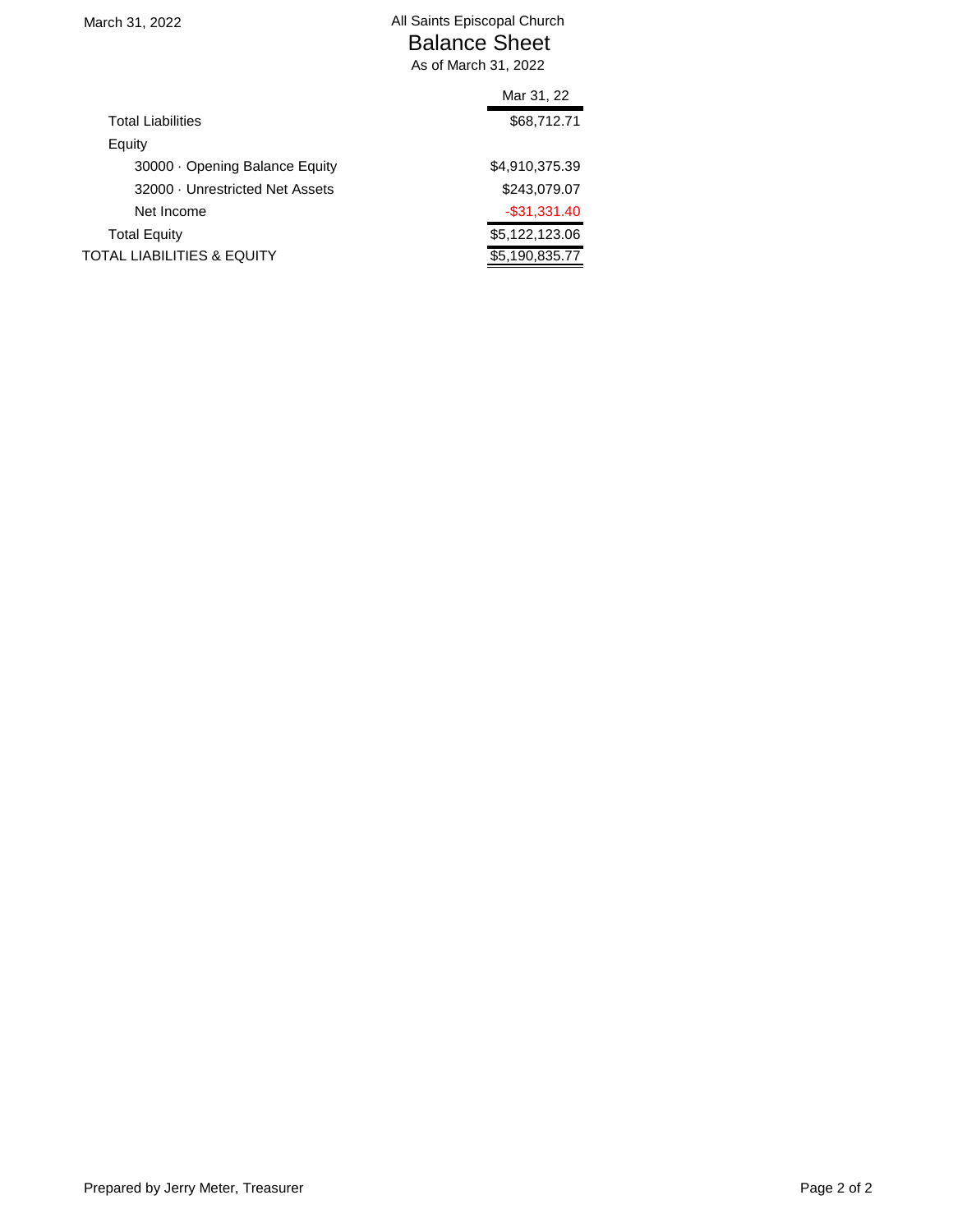All Saints Episcopal Church

## Balance Sheet

As of March 31, 2022

| | Mar 31, 22 |
|---|---|
| Total Liabilities | $68,712.71 |
| Equity | |
| 30000 · Opening Balance Equity | $4,910,375.39 |
| 32000 · Unrestricted Net Assets | $243,079.07 |
| Net Income | -$31,331.40 |
| Total Equity | $5,122,123.06 |
| TOTAL LIABILITIES & EQUITY | $5,190,835.77 |

Prepared by Jerry Meter, Treasurer